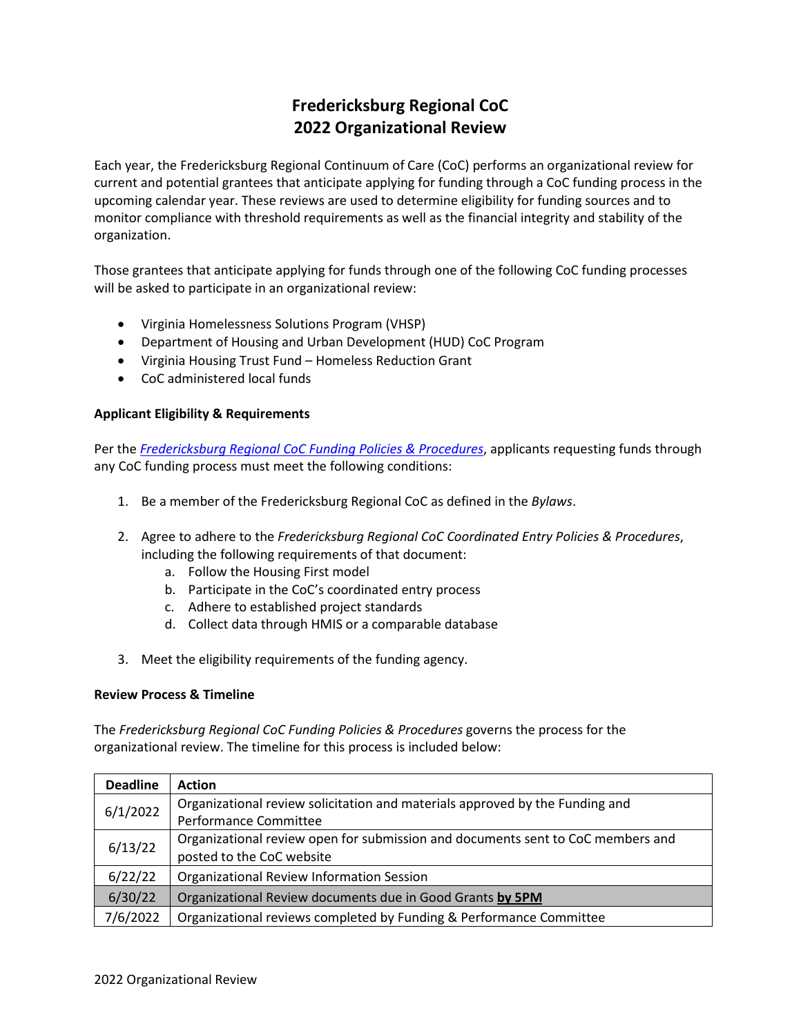# Fredericksburg Regional CoC
# 2022 Organizational Review

Each year, the Fredericksburg Regional Continuum of Care (CoC) performs an organizational review for current and potential grantees that anticipate applying for funding through a CoC funding process in the upcoming calendar year. These reviews are used to determine eligibility for funding sources and to monitor compliance with threshold requirements as well as the financial integrity and stability of the organization.

Those grantees that anticipate applying for funds through one of the following CoC funding processes will be asked to participate in an organizational review:

- Virginia Homelessness Solutions Program (VHSP)
- Department of Housing and Urban Development (HUD) CoC Program
- Virginia Housing Trust Fund – Homeless Reduction Grant
- CoC administered local funds

### Applicant Eligibility & Requirements

Per the *Fredericksburg Regional CoC Funding Policies & Procedures*, applicants requesting funds through any CoC funding process must meet the following conditions:

1. Be a member of the Fredericksburg Regional CoC as defined in the *Bylaws*.

2. Agree to adhere to the *Fredericksburg Regional CoC Coordinated Entry Policies & Procedures*, including the following requirements of that document:
   a. Follow the Housing First model
   b. Participate in the CoC's coordinated entry process
   c. Adhere to established project standards
   d. Collect data through HMIS or a comparable database

3. Meet the eligibility requirements of the funding agency.

### Review Process & Timeline

The *Fredericksburg Regional CoC Funding Policies & Procedures* governs the process for the organizational review. The timeline for this process is included below:

| Deadline | Action |
|---|---|
| 6/1/2022 | Organizational review solicitation and materials approved by the Funding and Performance Committee |
| 6/13/22 | Organizational review open for submission and documents sent to CoC members and posted to the CoC website |
| 6/22/22 | Organizational Review Information Session |
| 6/30/22 | Organizational Review documents due in Good Grants **by 5PM** |
| 7/6/2022 | Organizational reviews completed by Funding & Performance Committee |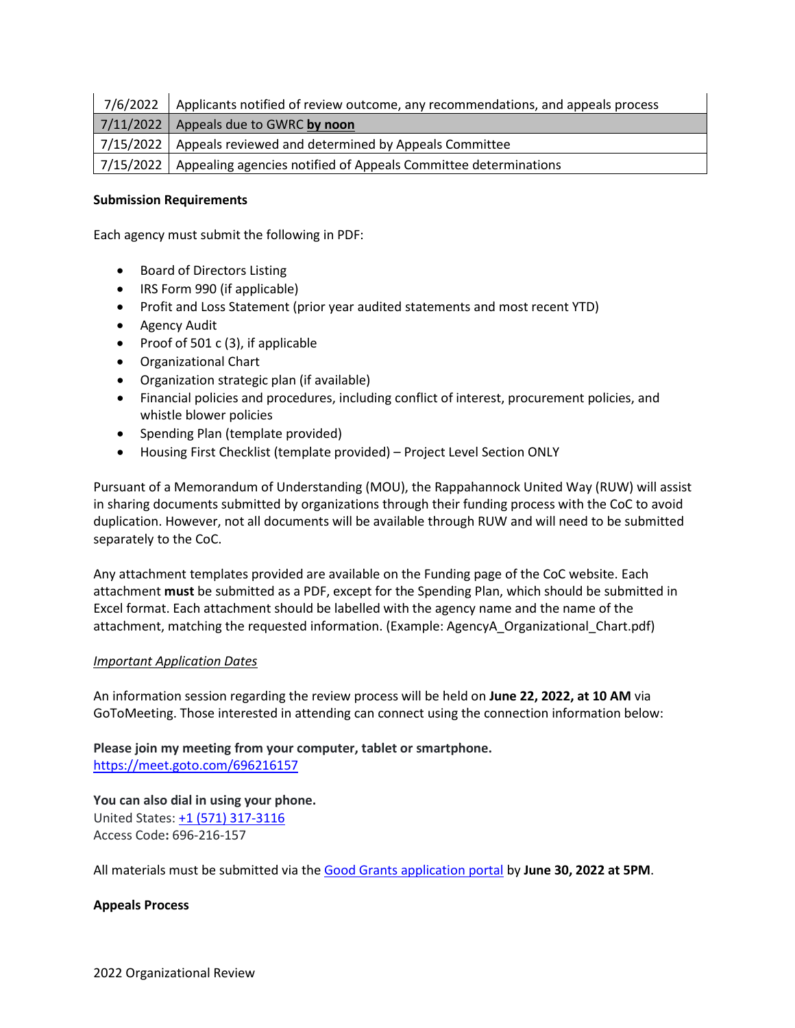| | |
|---|---|
| 7/6/2022 | Applicants notified of review outcome, any recommendations, and appeals process |
| 7/11/2022 | Appeals due to GWRC **by noon** |
| 7/15/2022 | Appeals reviewed and determined by Appeals Committee |
| 7/15/2022 | Appealing agencies notified of Appeals Committee determinations |

**Submission Requirements**

Each agency must submit the following in PDF:

- Board of Directors Listing
- IRS Form 990 (if applicable)
- Profit and Loss Statement (prior year audited statements and most recent YTD)
- Agency Audit
- Proof of 501 c (3), if applicable
- Organizational Chart
- Organization strategic plan (if available)
- Financial policies and procedures, including conflict of interest, procurement policies, and whistle blower policies
- Spending Plan (template provided)
- Housing First Checklist (template provided) – Project Level Section ONLY

Pursuant of a Memorandum of Understanding (MOU), the Rappahannock United Way (RUW) will assist in sharing documents submitted by organizations through their funding process with the CoC to avoid duplication. However, not all documents will be available through RUW and will need to be submitted separately to the CoC.

Any attachment templates provided are available on the Funding page of the CoC website. Each attachment **must** be submitted as a PDF, except for the Spending Plan, which should be submitted in Excel format. Each attachment should be labelled with the agency name and the name of the attachment, matching the requested information. (Example: AgencyA_Organizational_Chart.pdf)

*Important Application Dates*

An information session regarding the review process will be held on **June 22, 2022, at 10 AM** via GoToMeeting. Those interested in attending can connect using the connection information below:

**Please join my meeting from your computer, tablet or smartphone.**
https://meet.goto.com/696216157

**You can also dial in using your phone.**
United States: +1 (571) 317-3116
Access Code: 696-216-157

All materials must be submitted via the Good Grants application portal by **June 30, 2022 at 5PM**.

**Appeals Process**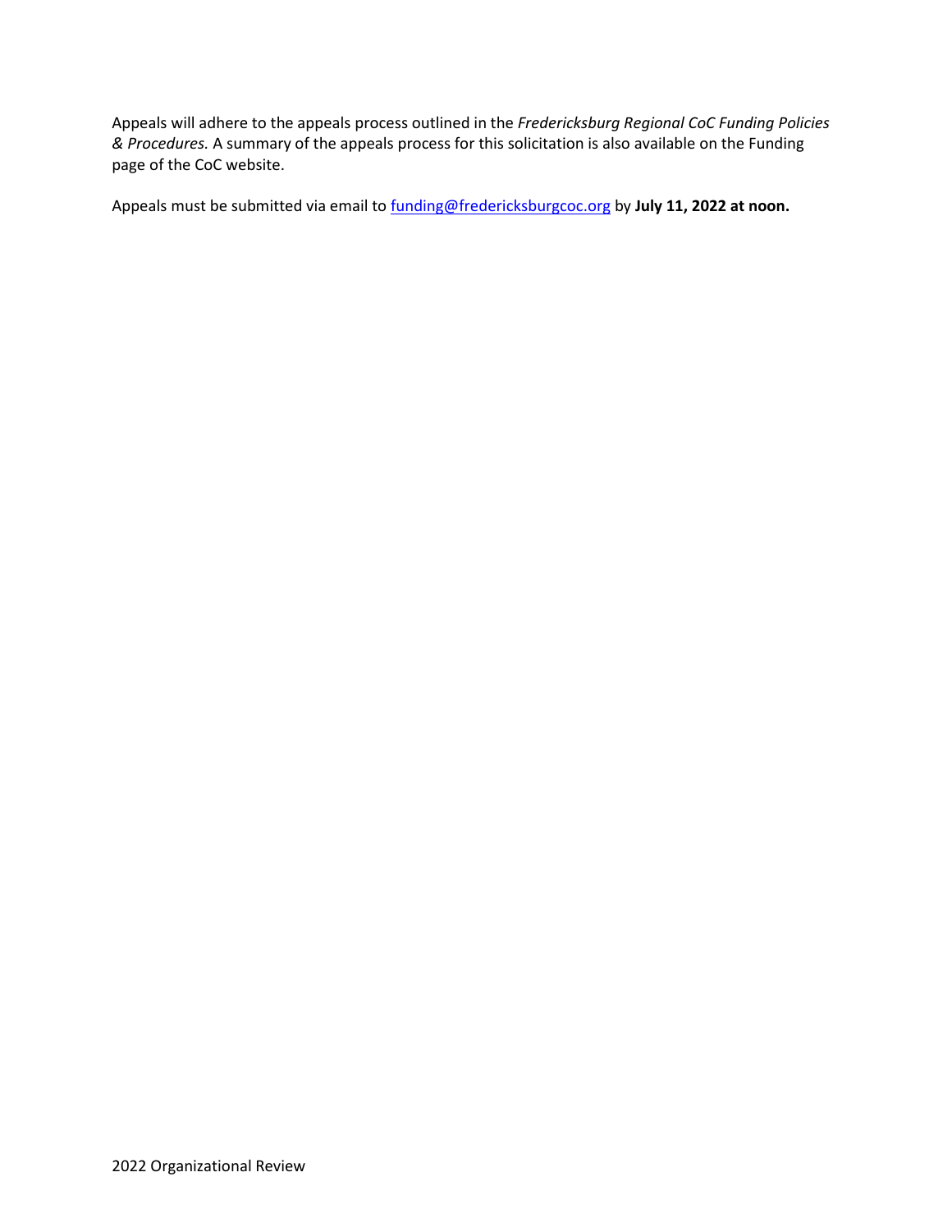Appeals will adhere to the appeals process outlined in the *Fredericksburg Regional CoC Funding Policies & Procedures.* A summary of the appeals process for this solicitation is also available on the Funding page of the CoC website.

Appeals must be submitted via email to funding@fredericksburgcoc.org by **July 11, 2022 at noon.**